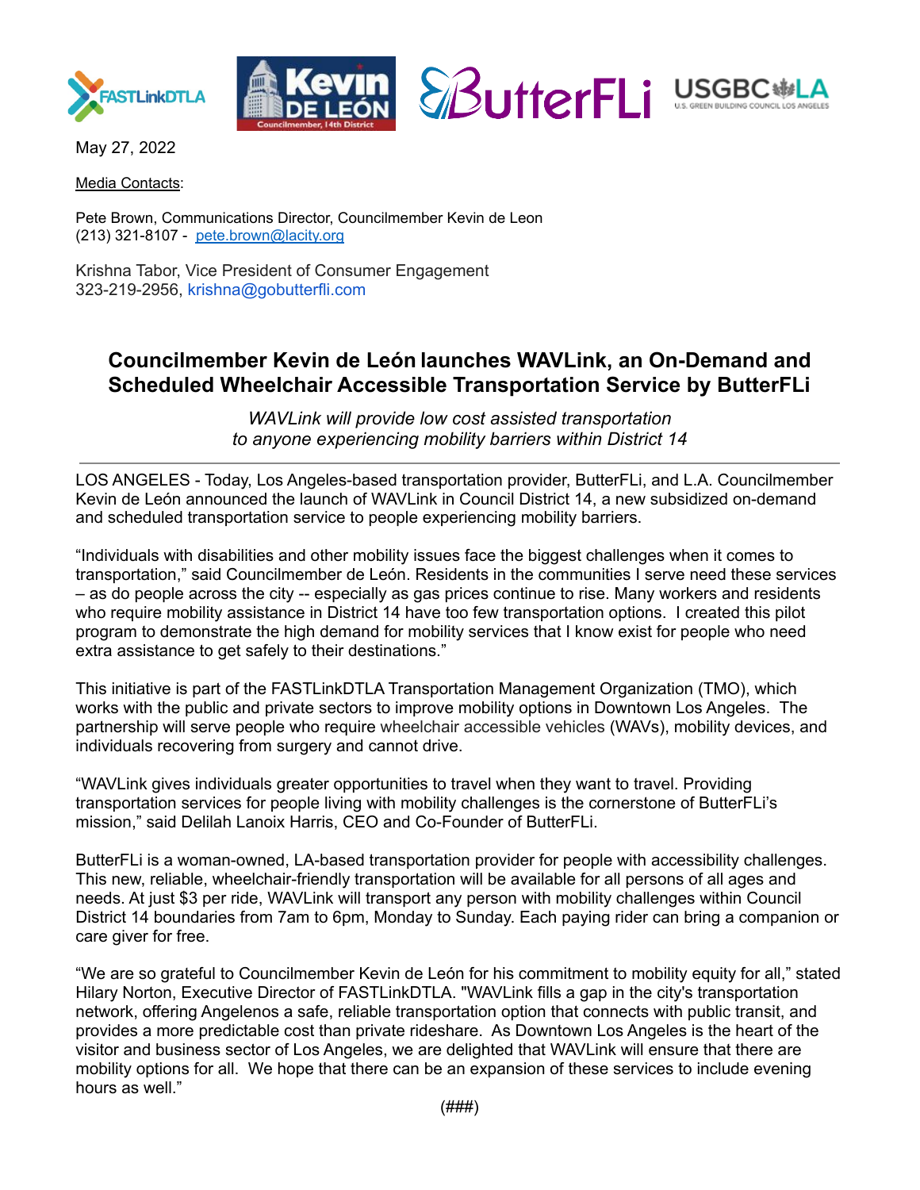May 27, 2022

Media Contacts:

Pete Brown, Communications Director, Councilmember Kevin de Leon
(213) 321-8107 - pete.brown@lacity.org

Krishna Tabor, Vice President of Consumer Engagement
323-219-2956, krishna@gobutterfli.com

## Councilmember Kevin de León launches WAVLink, an On-Demand and Scheduled Wheelchair Accessible Transportation Service by ButterFLi

*WAVLink will provide low cost assisted transportation to anyone experiencing mobility barriers within District 14*

---

LOS ANGELES - Today, Los Angeles-based transportation provider, ButterFLi, and L.A. Councilmember Kevin de León announced the launch of WAVLink in Council District 14, a new subsidized on-demand and scheduled transportation service to people experiencing mobility barriers.

"Individuals with disabilities and other mobility issues face the biggest challenges when it comes to transportation," said Councilmember de León. Residents in the communities I serve need these services – as do people across the city -- especially as gas prices continue to rise. Many workers and residents who require mobility assistance in District 14 have too few transportation options. I created this pilot program to demonstrate the high demand for mobility services that I know exist for people who need extra assistance to get safely to their destinations."

This initiative is part of the FASTLinkDTLA Transportation Management Organization (TMO), which works with the public and private sectors to improve mobility options in Downtown Los Angeles. The partnership will serve people who require wheelchair accessible vehicles (WAVs), mobility devices, and individuals recovering from surgery and cannot drive.

"WAVLink gives individuals greater opportunities to travel when they want to travel. Providing transportation services for people living with mobility challenges is the cornerstone of ButterFLi's mission," said Delilah Lanoix Harris, CEO and Co-Founder of ButterFLi.

ButterFLi is a woman-owned, LA-based transportation provider for people with accessibility challenges. This new, reliable, wheelchair-friendly transportation will be available for all persons of all ages and needs. At just $3 per ride, WAVLink will transport any person with mobility challenges within Council District 14 boundaries from 7am to 6pm, Monday to Sunday. Each paying rider can bring a companion or care giver for free.

"We are so grateful to Councilmember Kevin de León for his commitment to mobility equity for all," stated Hilary Norton, Executive Director of FASTLinkDTLA. "WAVLink fills a gap in the city's transportation network, offering Angelenos a safe, reliable transportation option that connects with public transit, and provides a more predictable cost than private rideshare. As Downtown Los Angeles is the heart of the visitor and business sector of Los Angeles, we are delighted that WAVLink will ensure that there are mobility options for all. We hope that there can be an expansion of these services to include evening hours as well."

(###)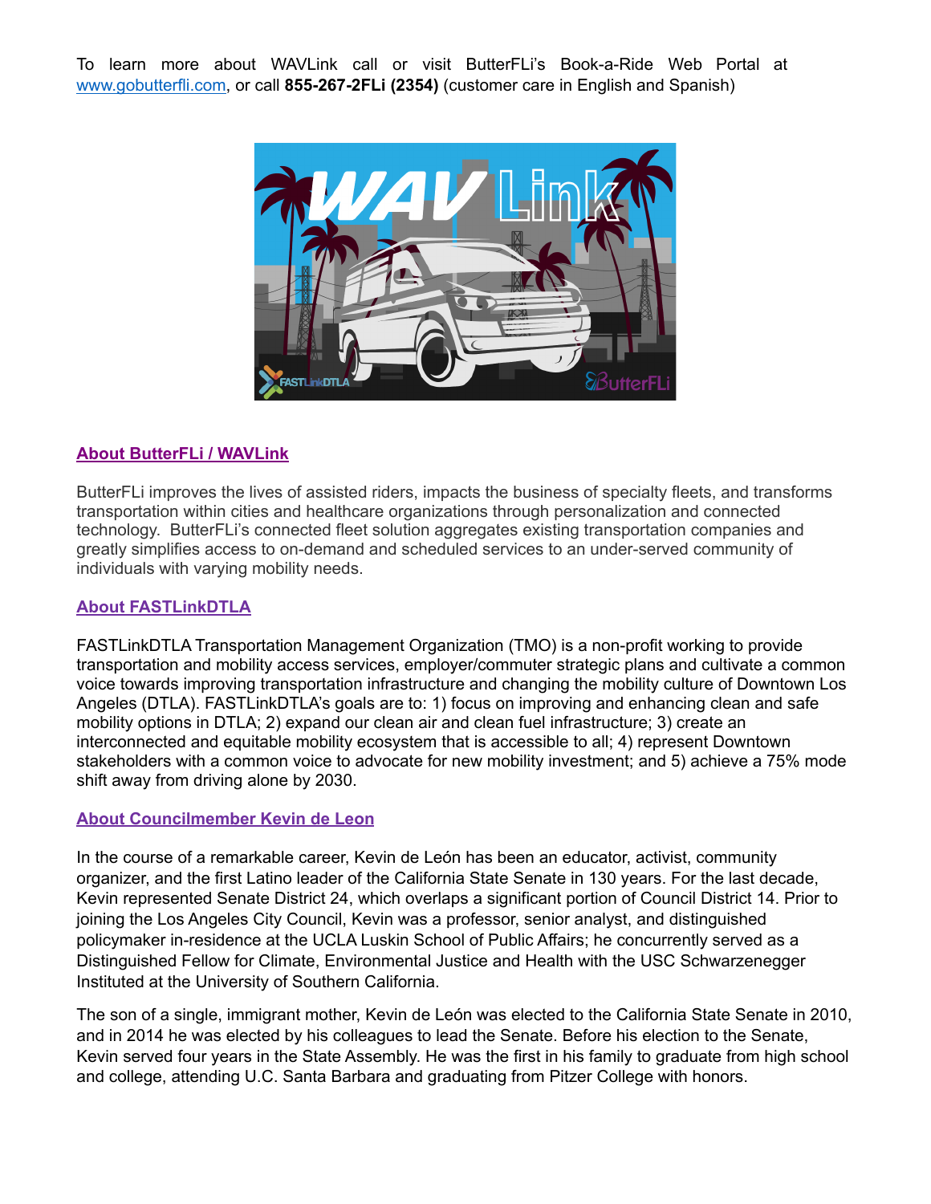To learn more about WAVLink call or visit ButterFLi's Book-a-Ride Web Portal at [www.gobutterfli.com](http://www.gobutterfli.com), or call **855-267-2FLi (2354)** (customer care in English and Spanish)

## About ButterFLi / WAVLink

ButterFLi improves the lives of assisted riders, impacts the business of specialty fleets, and transforms transportation within cities and healthcare organizations through personalization and connected technology. ButterFLi's connected fleet solution aggregates existing transportation companies and greatly simplifies access to on-demand and scheduled services to an under-served community of individuals with varying mobility needs.

## About FASTLinkDTLA

FASTLinkDTLA Transportation Management Organization (TMO) is a non-profit working to provide transportation and mobility access services, employer/commuter strategic plans and cultivate a common voice towards improving transportation infrastructure and changing the mobility culture of Downtown Los Angeles (DTLA). FASTLinkDTLA's goals are to: 1) focus on improving and enhancing clean and safe mobility options in DTLA; 2) expand our clean air and clean fuel infrastructure; 3) create an interconnected and equitable mobility ecosystem that is accessible to all; 4) represent Downtown stakeholders with a common voice to advocate for new mobility investment; and 5) achieve a 75% mode shift away from driving alone by 2030.

## About Councilmember Kevin de Leon

In the course of a remarkable career, Kevin de León has been an educator, activist, community organizer, and the first Latino leader of the California State Senate in 130 years. For the last decade, Kevin represented Senate District 24, which overlaps a significant portion of Council District 14. Prior to joining the Los Angeles City Council, Kevin was a professor, senior analyst, and distinguished policymaker in-residence at the UCLA Luskin School of Public Affairs; he concurrently served as a Distinguished Fellow for Climate, Environmental Justice and Health with the USC Schwarzenegger Instituted at the University of Southern California.

The son of a single, immigrant mother, Kevin de León was elected to the California State Senate in 2010, and in 2014 he was elected by his colleagues to lead the Senate. Before his election to the Senate, Kevin served four years in the State Assembly. He was the first in his family to graduate from high school and college, attending U.C. Santa Barbara and graduating from Pitzer College with honors.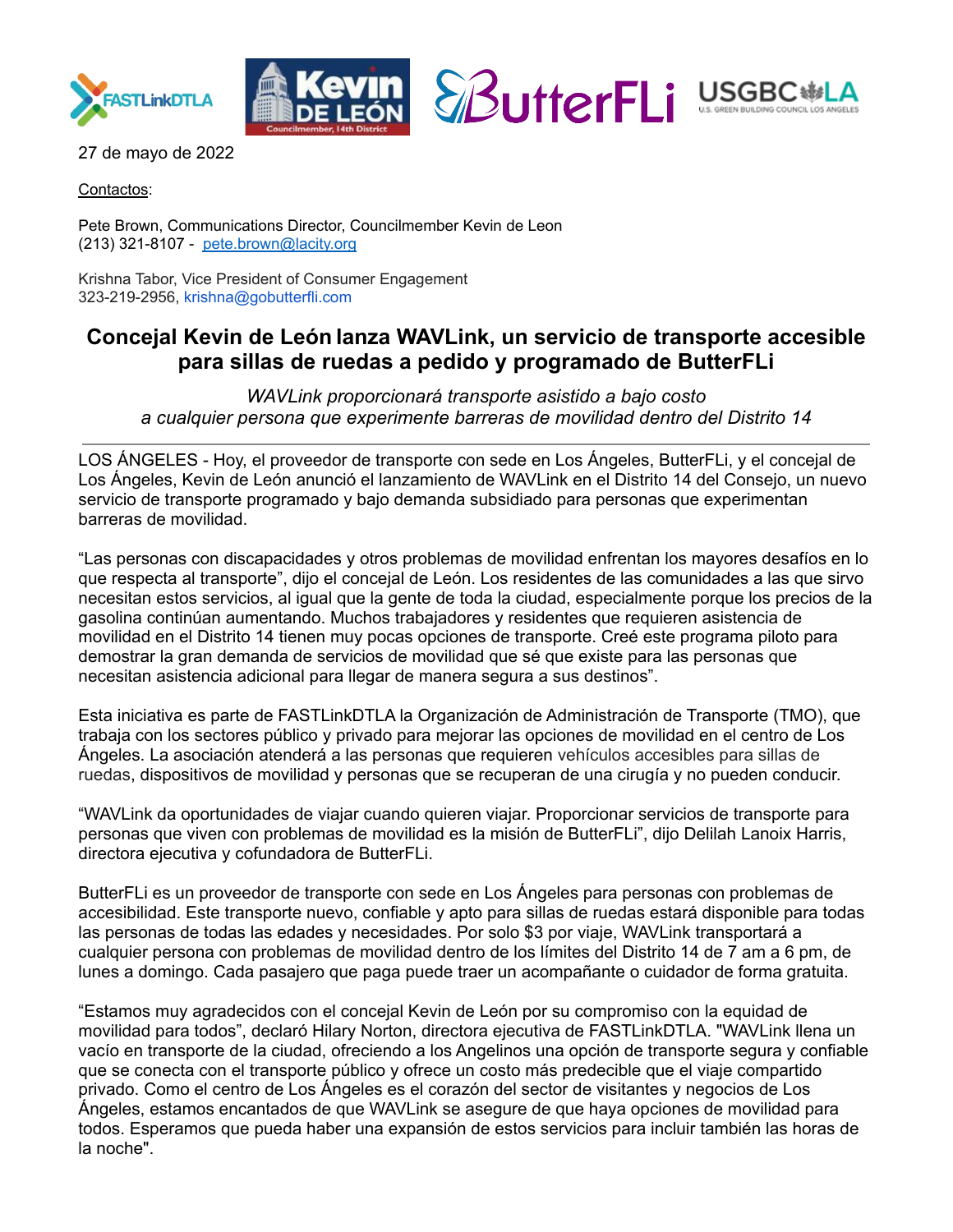27 de mayo de 2022

Contactos:

Pete Brown, Communications Director, Councilmember Kevin de Leon
(213) 321-8107 - pete.brown@lacity.org

Krishna Tabor, Vice President of Consumer Engagement
323-219-2956, krishna@gobutterfli.com

# Concejal Kevin de León lanza WAVLink, un servicio de transporte accesible para sillas de ruedas a pedido y programado de ButterFLi

*WAVLink proporcionará transporte asistido a bajo costo a cualquier persona que experimente barreras de movilidad dentro del Distrito 14*

---

LOS ÁNGELES - Hoy, el proveedor de transporte con sede en Los Ángeles, ButterFLi, y el concejal de Los Ángeles, Kevin de León anunció el lanzamiento de WAVLink en el Distrito 14 del Consejo, un nuevo servicio de transporte programado y bajo demanda subsidiado para personas que experimentan barreras de movilidad.

"Las personas con discapacidades y otros problemas de movilidad enfrentan los mayores desafíos en lo que respecta al transporte", dijo el concejal de León. Los residentes de las comunidades a las que sirvo necesitan estos servicios, al igual que la gente de toda la ciudad, especialmente porque los precios de la gasolina continúan aumentando. Muchos trabajadores y residentes que requieren asistencia de movilidad en el Distrito 14 tienen muy pocas opciones de transporte. Creé este programa piloto para demostrar la gran demanda de servicios de movilidad que sé que existe para las personas que necesitan asistencia adicional para llegar de manera segura a sus destinos".

Esta iniciativa es parte de FASTLinkDTLA la Organización de Administración de Transporte (TMO), que trabaja con los sectores público y privado para mejorar las opciones de movilidad en el centro de Los Ángeles. La asociación atenderá a las personas que requieren vehículos accesibles para sillas de ruedas, dispositivos de movilidad y personas que se recuperan de una cirugía y no pueden conducir.

"WAVLink da oportunidades de viajar cuando quieren viajar. Proporcionar servicios de transporte para personas que viven con problemas de movilidad es la misión de ButterFLi", dijo Delilah Lanoix Harris, directora ejecutiva y cofundadora de ButterFLi.

ButterFLi es un proveedor de transporte con sede en Los Ángeles para personas con problemas de accesibilidad. Este transporte nuevo, confiable y apto para sillas de ruedas estará disponible para todas las personas de todas las edades y necesidades. Por solo $3 por viaje, WAVLink transportará a cualquier persona con problemas de movilidad dentro de los límites del Distrito 14 de 7 am a 6 pm, de lunes a domingo. Cada pasajero que paga puede traer un acompañante o cuidador de forma gratuita.

"Estamos muy agradecidos con el concejal Kevin de León por su compromiso con la equidad de movilidad para todos", declaró Hilary Norton, directora ejecutiva de FASTLinkDTLA. "WAVLink llena un vacío en transporte de la ciudad, ofreciendo a los Angelinos una opción de transporte segura y confiable que se conecta con el transporte público y ofrece un costo más predecible que el viaje compartido privado. Como el centro de Los Ángeles es el corazón del sector de visitantes y negocios de Los Ángeles, estamos encantados de que WAVLink se asegure de que haya opciones de movilidad para todos. Esperamos que pueda haber una expansión de estos servicios para incluir también las horas de la noche".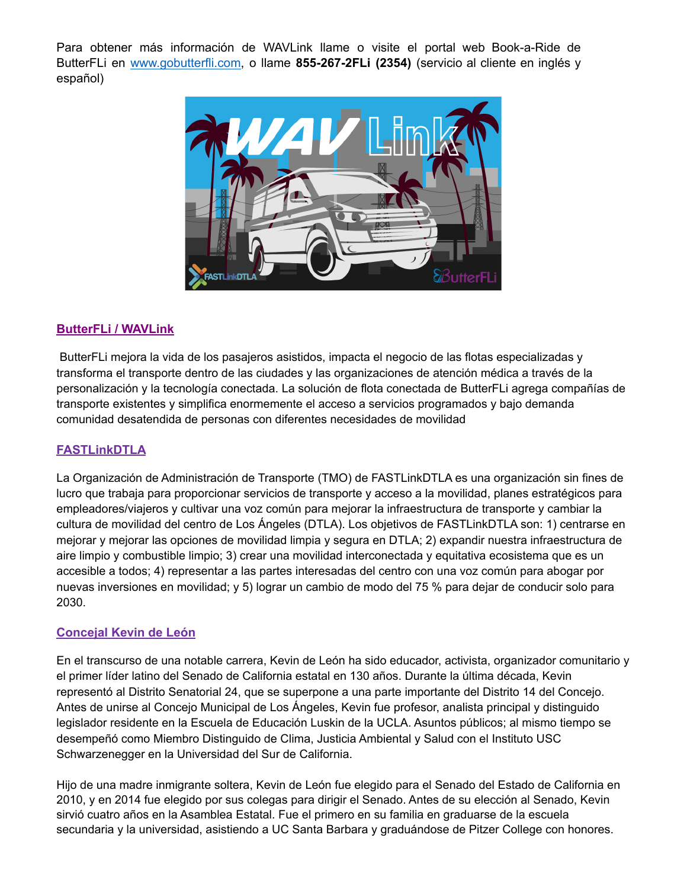Para obtener más información de WAVLink llame o visite el portal web Book-a-Ride de ButterFLi en www.gobutterfli.com, o llame **855-267-2FLi (2354)** (servicio al cliente en inglés y español)

## ButterFLi / WAVLink

ButterFLi mejora la vida de los pasajeros asistidos, impacta el negocio de las flotas especializadas y transforma el transporte dentro de las ciudades y las organizaciones de atención médica a través de la personalización y la tecnología conectada. La solución de flota conectada de ButterFLi agrega compañías de transporte existentes y simplifica enormemente el acceso a servicios programados y bajo demanda comunidad desatendida de personas con diferentes necesidades de movilidad

## FASTLinkDTLA

La Organización de Administración de Transporte (TMO) de FASTLinkDTLA es una organización sin fines de lucro que trabaja para proporcionar servicios de transporte y acceso a la movilidad, planes estratégicos para empleadores/viajeros y cultivar una voz común para mejorar la infraestructura de transporte y cambiar la cultura de movilidad del centro de Los Ángeles (DTLA). Los objetivos de FASTLinkDTLA son: 1) centrarse en mejorar y mejorar las opciones de movilidad limpia y segura en DTLA; 2) expandir nuestra infraestructura de aire limpio y combustible limpio; 3) crear una movilidad interconectada y equitativa ecosistema que es un accesible a todos; 4) representar a las partes interesadas del centro con una voz común para abogar por nuevas inversiones en movilidad; y 5) lograr un cambio de modo del 75 % para dejar de conducir solo para 2030.

## Concejal Kevin de León

En el transcurso de una notable carrera, Kevin de León ha sido educador, activista, organizador comunitario y el primer líder latino del Senado de California estatal en 130 años. Durante la última década, Kevin representó al Distrito Senatorial 24, que se superpone a una parte importante del Distrito 14 del Concejo. Antes de unirse al Concejo Municipal de Los Ángeles, Kevin fue profesor, analista principal y distinguido legislador residente en la Escuela de Educación Luskin de la UCLA. Asuntos públicos; al mismo tiempo se desempeñó como Miembro Distinguido de Clima, Justicia Ambiental y Salud con el Instituto USC Schwarzenegger en la Universidad del Sur de California.

Hijo de una madre inmigrante soltera, Kevin de León fue elegido para el Senado del Estado de California en 2010, y en 2014 fue elegido por sus colegas para dirigir el Senado. Antes de su elección al Senado, Kevin sirvió cuatro años en la Asamblea Estatal. Fue el primero en su familia en graduarse de la escuela secundaria y la universidad, asistiendo a UC Santa Barbara y graduándose de Pitzer College con honores.